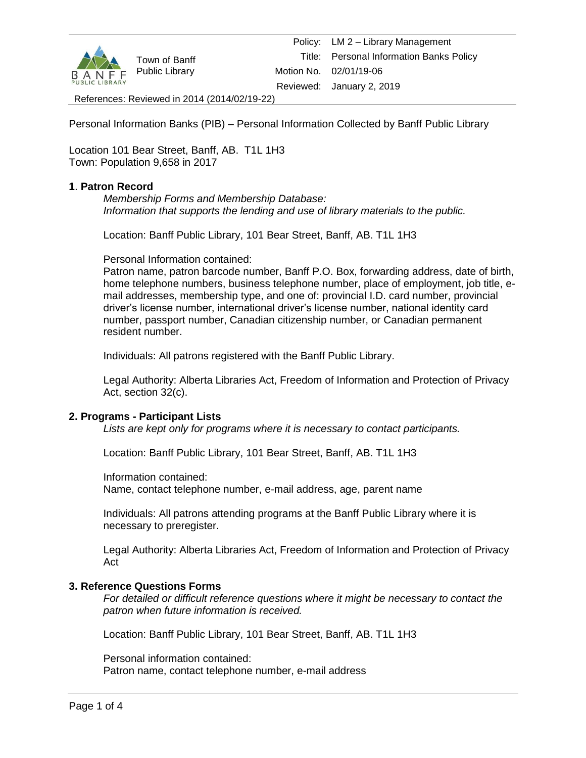| | | Policy: | LM 2 – Library Management |
|---|---|---|---|
| | Town of Banff Public Library | Title: | Personal Information Banks Policy |
| | | Motion No. | 02/01/19-06 |
| | | Reviewed: | January 2, 2019 |

References: Reviewed in 2014 (2014/02/19-22)

Personal Information Banks (PIB) – Personal Information Collected by Banff Public Library

Location 101 Bear Street, Banff, AB. T1L 1H3
Town: Population 9,658 in 2017

**1**. **Patron Record**

*Membership Forms and Membership Database:*
*Information that supports the lending and use of library materials to the public.*

Location: Banff Public Library, 101 Bear Street, Banff, AB. T1L 1H3

Personal Information contained:
Patron name, patron barcode number, Banff P.O. Box, forwarding address, date of birth, home telephone numbers, business telephone number, place of employment, job title, e-mail addresses, membership type, and one of: provincial I.D. card number, provincial driver's license number, international driver's license number, national identity card number, passport number, Canadian citizenship number, or Canadian permanent resident number.

Individuals: All patrons registered with the Banff Public Library.

Legal Authority: Alberta Libraries Act, Freedom of Information and Protection of Privacy Act, section 32(c).

**2. Programs - Participant Lists**

*Lists are kept only for programs where it is necessary to contact participants.*

Location: Banff Public Library, 101 Bear Street, Banff, AB. T1L 1H3

Information contained:
Name, contact telephone number, e-mail address, age, parent name

Individuals: All patrons attending programs at the Banff Public Library where it is necessary to preregister.

Legal Authority: Alberta Libraries Act, Freedom of Information and Protection of Privacy Act

**3. Reference Questions Forms**

*For detailed or difficult reference questions where it might be necessary to contact the patron when future information is received.*

Location: Banff Public Library, 101 Bear Street, Banff, AB. T1L 1H3

Personal information contained:
Patron name, contact telephone number, e-mail address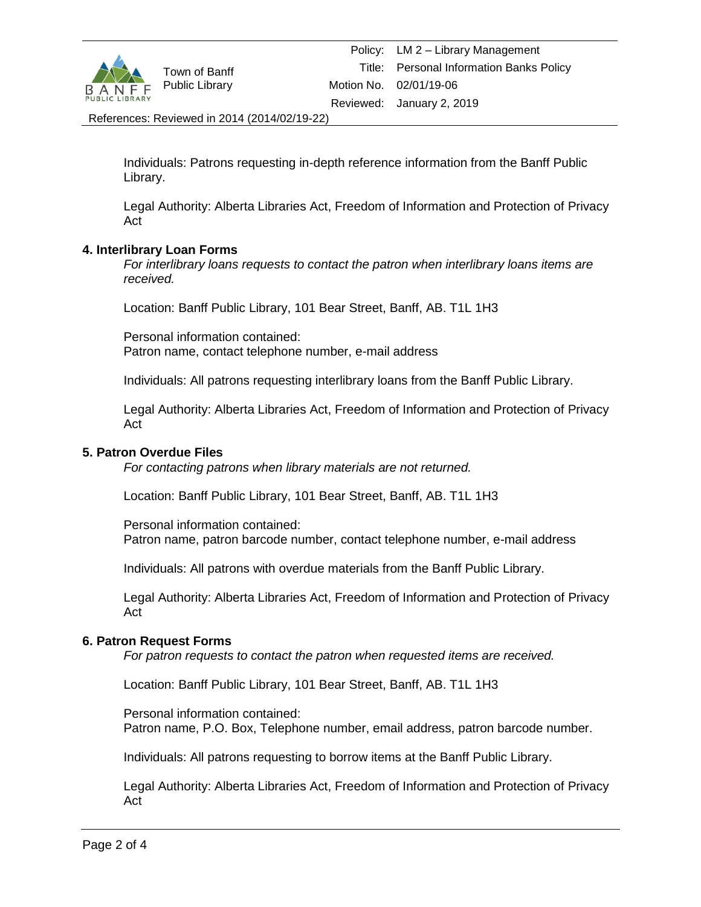Individuals: Patrons requesting in-depth reference information from the Banff Public Library.

Legal Authority: Alberta Libraries Act, Freedom of Information and Protection of Privacy Act

### 4. Interlibrary Loan Forms

*For interlibrary loans requests to contact the patron when interlibrary loans items are received.*

Location: Banff Public Library, 101 Bear Street, Banff, AB. T1L 1H3

Personal information contained:
Patron name, contact telephone number, e-mail address

Individuals: All patrons requesting interlibrary loans from the Banff Public Library.

Legal Authority: Alberta Libraries Act, Freedom of Information and Protection of Privacy Act

### 5. Patron Overdue Files

*For contacting patrons when library materials are not returned.*

Location: Banff Public Library, 101 Bear Street, Banff, AB. T1L 1H3

Personal information contained:
Patron name, patron barcode number, contact telephone number, e-mail address

Individuals: All patrons with overdue materials from the Banff Public Library.

Legal Authority: Alberta Libraries Act, Freedom of Information and Protection of Privacy Act

### 6. Patron Request Forms

*For patron requests to contact the patron when requested items are received.*

Location: Banff Public Library, 101 Bear Street, Banff, AB. T1L 1H3

Personal information contained:
Patron name, P.O. Box, Telephone number, email address, patron barcode number.

Individuals: All patrons requesting to borrow items at the Banff Public Library.

Legal Authority: Alberta Libraries Act, Freedom of Information and Protection of Privacy Act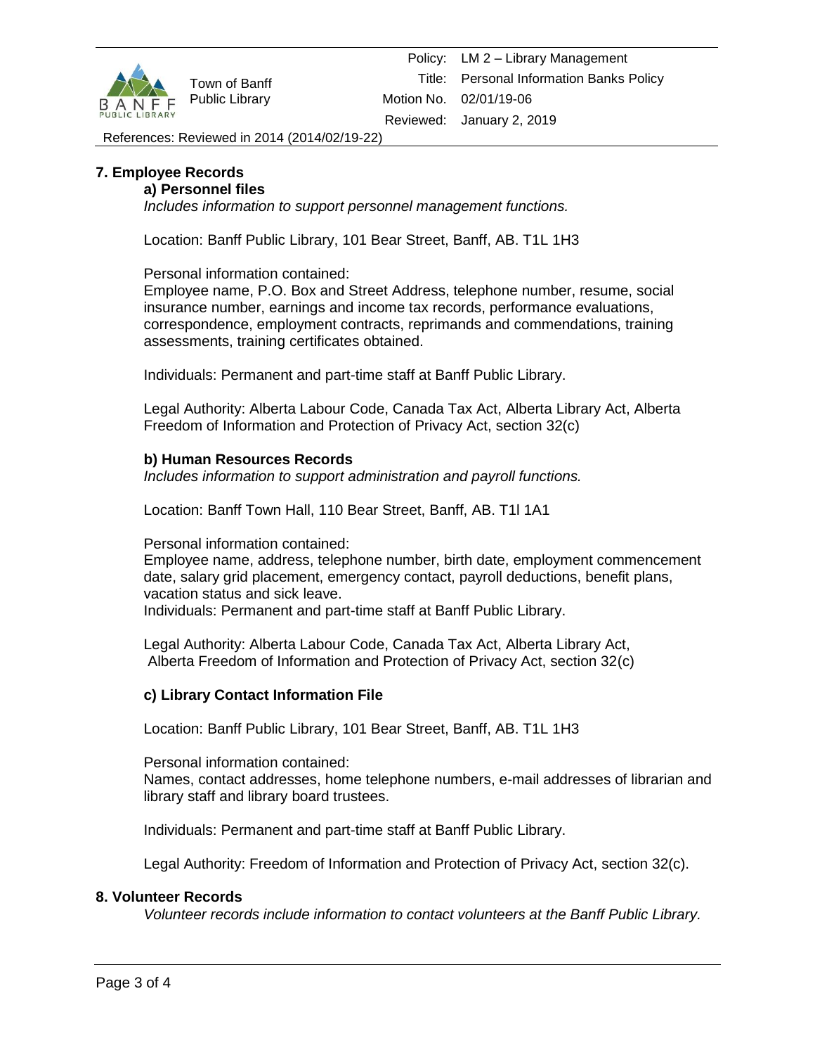## 7. Employee Records

### a) Personnel files

*Includes information to support personnel management functions.*

Location: Banff Public Library, 101 Bear Street, Banff, AB. T1L 1H3

Personal information contained:
Employee name, P.O. Box and Street Address, telephone number, resume, social insurance number, earnings and income tax records, performance evaluations, correspondence, employment contracts, reprimands and commendations, training assessments, training certificates obtained.

Individuals: Permanent and part-time staff at Banff Public Library.

Legal Authority: Alberta Labour Code, Canada Tax Act, Alberta Library Act, Alberta Freedom of Information and Protection of Privacy Act, section 32(c)

### b) Human Resources Records

*Includes information to support administration and payroll functions.*

Location: Banff Town Hall, 110 Bear Street, Banff, AB. T1l 1A1

Personal information contained:
Employee name, address, telephone number, birth date, employment commencement date, salary grid placement, emergency contact, payroll deductions, benefit plans, vacation status and sick leave.
Individuals: Permanent and part-time staff at Banff Public Library.

Legal Authority: Alberta Labour Code, Canada Tax Act, Alberta Library Act, Alberta Freedom of Information and Protection of Privacy Act, section 32(c)

### c) Library Contact Information File

Location: Banff Public Library, 101 Bear Street, Banff, AB. T1L 1H3

Personal information contained:
Names, contact addresses, home telephone numbers, e-mail addresses of librarian and library staff and library board trustees.

Individuals: Permanent and part-time staff at Banff Public Library.

Legal Authority: Freedom of Information and Protection of Privacy Act, section 32(c).

## 8. Volunteer Records

*Volunteer records include information to contact volunteers at the Banff Public Library.*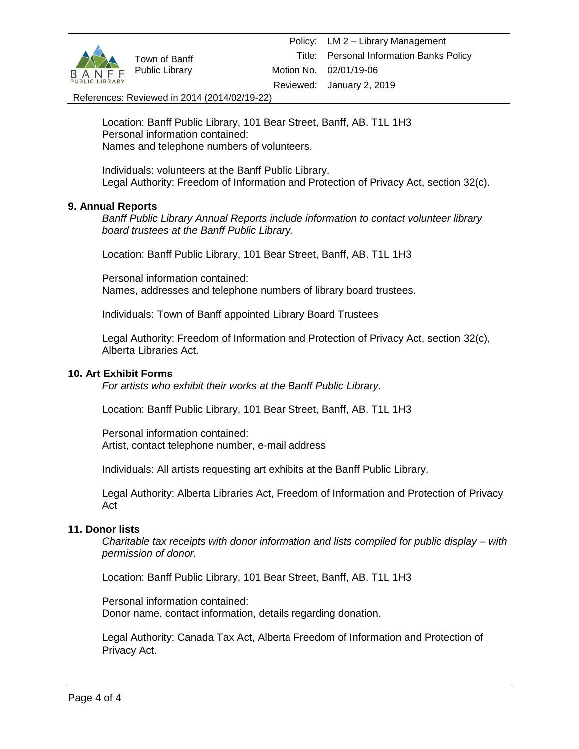Location: Banff Public Library, 101 Bear Street, Banff, AB. T1L 1H3
Personal information contained:
Names and telephone numbers of volunteers.

Individuals: volunteers at the Banff Public Library.
Legal Authority: Freedom of Information and Protection of Privacy Act, section 32(c).

**9. Annual Reports**

*Banff Public Library Annual Reports include information to contact volunteer library board trustees at the Banff Public Library.*

Location: Banff Public Library, 101 Bear Street, Banff, AB. T1L 1H3

Personal information contained:
Names, addresses and telephone numbers of library board trustees.

Individuals: Town of Banff appointed Library Board Trustees

Legal Authority: Freedom of Information and Protection of Privacy Act, section 32(c), Alberta Libraries Act.

**10. Art Exhibit Forms**

*For artists who exhibit their works at the Banff Public Library.*

Location: Banff Public Library, 101 Bear Street, Banff, AB. T1L 1H3

Personal information contained:
Artist, contact telephone number, e-mail address

Individuals: All artists requesting art exhibits at the Banff Public Library.

Legal Authority: Alberta Libraries Act, Freedom of Information and Protection of Privacy Act

**11. Donor lists**

*Charitable tax receipts with donor information and lists compiled for public display – with permission of donor.*

Location: Banff Public Library, 101 Bear Street, Banff, AB. T1L 1H3

Personal information contained:
Donor name, contact information, details regarding donation.

Legal Authority: Canada Tax Act, Alberta Freedom of Information and Protection of Privacy Act.